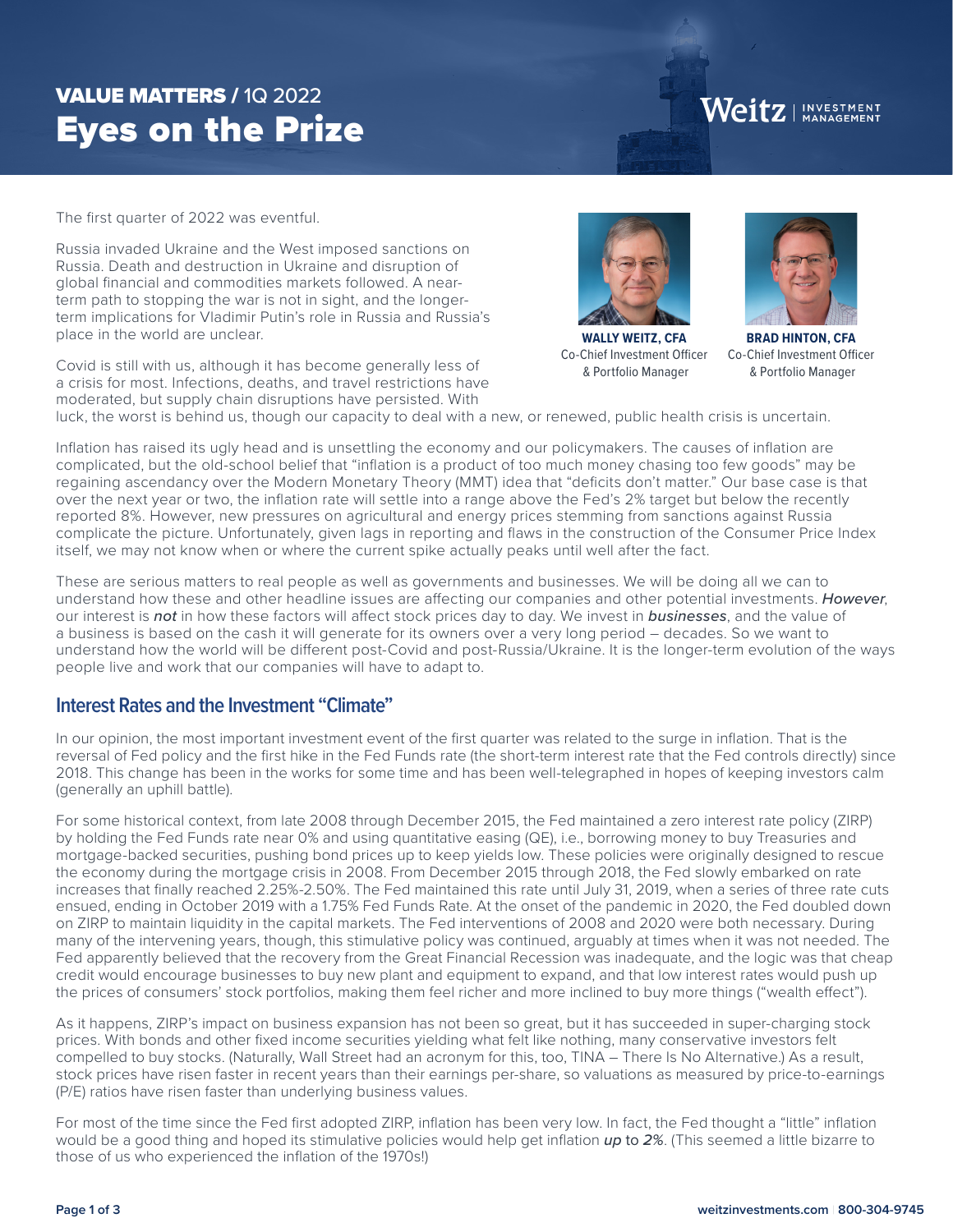# VALUE MATTERS / 1Q 2022
# Eyes on the Prize

Weitz | INVESTMENT MANAGEMENT

**WALLY WEITZ, CFA**
Co-Chief Investment Officer & Portfolio Manager

**BRAD HINTON, CFA**
Co-Chief Investment Officer & Portfolio Manager

The first quarter of 2022 was eventful.

Russia invaded Ukraine and the West imposed sanctions on Russia. Death and destruction in Ukraine and disruption of global financial and commodities markets followed. A near-term path to stopping the war is not in sight, and the longer-term implications for Vladimir Putin's role in Russia and Russia's place in the world are unclear.

Covid is still with us, although it has become generally less of a crisis for most. Infections, deaths, and travel restrictions have moderated, but supply chain disruptions have persisted. With luck, the worst is behind us, though our capacity to deal with a new, or renewed, public health crisis is uncertain.

Inflation has raised its ugly head and is unsettling the economy and our policymakers. The causes of inflation are complicated, but the old-school belief that "inflation is a product of too much money chasing too few goods" may be regaining ascendancy over the Modern Monetary Theory (MMT) idea that "deficits don't matter." Our base case is that over the next year or two, the inflation rate will settle into a range above the Fed's 2% target but below the recently reported 8%. However, new pressures on agricultural and energy prices stemming from sanctions against Russia complicate the picture. Unfortunately, given lags in reporting and flaws in the construction of the Consumer Price Index itself, we may not know when or where the current spike actually peaks until well after the fact.

These are serious matters to real people as well as governments and businesses. We will be doing all we can to understand how these and other headline issues are affecting our companies and other potential investments. ***However***, our interest is ***not*** in how these factors will affect stock prices day to day. We invest in ***businesses***, and the value of a business is based on the cash it will generate for its owners over a very long period – decades. So we want to understand how the world will be different post-Covid and post-Russia/Ukraine. It is the longer-term evolution of the ways people live and work that our companies will have to adapt to.

## Interest Rates and the Investment "Climate"

In our opinion, the most important investment event of the first quarter was related to the surge in inflation. That is the reversal of Fed policy and the first hike in the Fed Funds rate (the short-term interest rate that the Fed controls directly) since 2018. This change has been in the works for some time and has been well-telegraphed in hopes of keeping investors calm (generally an uphill battle).

For some historical context, from late 2008 through December 2015, the Fed maintained a zero interest rate policy (ZIRP) by holding the Fed Funds rate near 0% and using quantitative easing (QE), i.e., borrowing money to buy Treasuries and mortgage-backed securities, pushing bond prices up to keep yields low. These policies were originally designed to rescue the economy during the mortgage crisis in 2008. From December 2015 through 2018, the Fed slowly embarked on rate increases that finally reached 2.25%-2.50%. The Fed maintained this rate until July 31, 2019, when a series of three rate cuts ensued, ending in October 2019 with a 1.75% Fed Funds Rate. At the onset of the pandemic in 2020, the Fed doubled down on ZIRP to maintain liquidity in the capital markets. The Fed interventions of 2008 and 2020 were both necessary. During many of the intervening years, though, this stimulative policy was continued, arguably at times when it was not needed. The Fed apparently believed that the recovery from the Great Financial Recession was inadequate, and the logic was that cheap credit would encourage businesses to buy new plant and equipment to expand, and that low interest rates would push up the prices of consumers' stock portfolios, making them feel richer and more inclined to buy more things ("wealth effect").

As it happens, ZIRP's impact on business expansion has not been so great, but it has succeeded in super-charging stock prices. With bonds and other fixed income securities yielding what felt like nothing, many conservative investors felt compelled to buy stocks. (Naturally, Wall Street had an acronym for this, too, TINA – There Is No Alternative.) As a result, stock prices have risen faster in recent years than their earnings per-share, so valuations as measured by price-to-earnings (P/E) ratios have risen faster than underlying business values.

For most of the time since the Fed first adopted ZIRP, inflation has been very low. In fact, the Fed thought a "little" inflation would be a good thing and hoped its stimulative policies would help get inflation ***up*** to ***2%***. (This seemed a little bizarre to those of us who experienced the inflation of the 1970s!)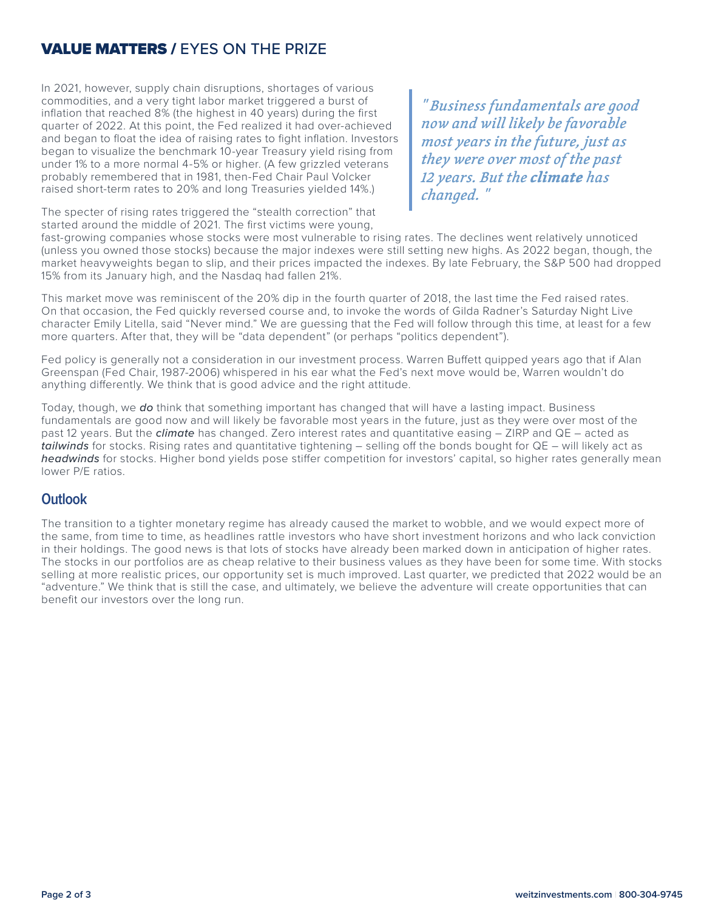In 2021, however, supply chain disruptions, shortages of various commodities, and a very tight labor market triggered a burst of inflation that reached 8% (the highest in 40 years) during the first quarter of 2022. At this point, the Fed realized it had over-achieved and began to float the idea of raising rates to fight inflation. Investors began to visualize the benchmark 10-year Treasury yield rising from under 1% to a more normal 4-5% or higher. (A few grizzled veterans probably remembered that in 1981, then-Fed Chair Paul Volcker raised short-term rates to 20% and long Treasuries yielded 14%.)

> *" Business fundamentals are good now and will likely be favorable most years in the future, just as they were over most of the past 12 years. But the **climate** has changed. "*

The specter of rising rates triggered the "stealth correction" that started around the middle of 2021. The first victims were young, fast-growing companies whose stocks were most vulnerable to rising rates. The declines went relatively unnoticed (unless you owned those stocks) because the major indexes were still setting new highs. As 2022 began, though, the market heavyweights began to slip, and their prices impacted the indexes. By late February, the S&P 500 had dropped 15% from its January high, and the Nasdaq had fallen 21%.

This market move was reminiscent of the 20% dip in the fourth quarter of 2018, the last time the Fed raised rates. On that occasion, the Fed quickly reversed course and, to invoke the words of Gilda Radner's Saturday Night Live character Emily Litella, said "Never mind." We are guessing that the Fed will follow through this time, at least for a few more quarters. After that, they will be "data dependent" (or perhaps "politics dependent").

Fed policy is generally not a consideration in our investment process. Warren Buffett quipped years ago that if Alan Greenspan (Fed Chair, 1987-2006) whispered in his ear what the Fed's next move would be, Warren wouldn't do anything differently. We think that is good advice and the right attitude.

Today, though, we ***do*** think that something important has changed that will have a lasting impact. Business fundamentals are good now and will likely be favorable most years in the future, just as they were over most of the past 12 years. But the ***climate*** has changed. Zero interest rates and quantitative easing – ZIRP and QE – acted as ***tailwinds*** for stocks. Rising rates and quantitative tightening – selling off the bonds bought for QE – will likely act as ***headwinds*** for stocks. Higher bond yields pose stiffer competition for investors' capital, so higher rates generally mean lower P/E ratios.

## Outlook

The transition to a tighter monetary regime has already caused the market to wobble, and we would expect more of the same, from time to time, as headlines rattle investors who have short investment horizons and who lack conviction in their holdings. The good news is that lots of stocks have already been marked down in anticipation of higher rates. The stocks in our portfolios are as cheap relative to their business values as they have been for some time. With stocks selling at more realistic prices, our opportunity set is much improved. Last quarter, we predicted that 2022 would be an "adventure." We think that is still the case, and ultimately, we believe the adventure will create opportunities that can benefit our investors over the long run.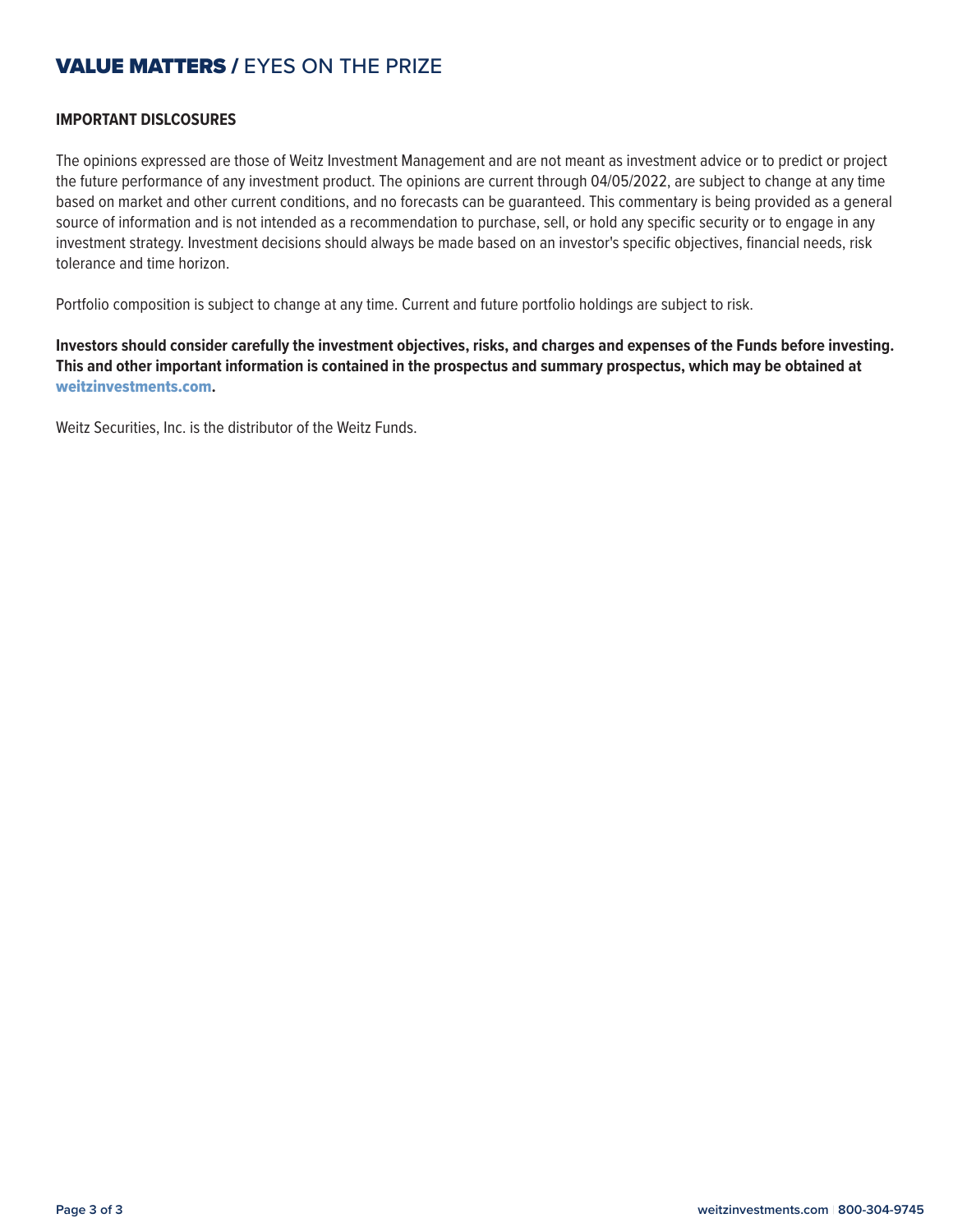**IMPORTANT DISLCOSURES**

The opinions expressed are those of Weitz Investment Management and are not meant as investment advice or to predict or project the future performance of any investment product. The opinions are current through 04/05/2022, are subject to change at any time based on market and other current conditions, and no forecasts can be guaranteed. This commentary is being provided as a general source of information and is not intended as a recommendation to purchase, sell, or hold any specific security or to engage in any investment strategy. Investment decisions should always be made based on an investor's specific objectives, financial needs, risk tolerance and time horizon.

Portfolio composition is subject to change at any time. Current and future portfolio holdings are subject to risk.

**Investors should consider carefully the investment objectives, risks, and charges and expenses of the Funds before investing. This and other important information is contained in the prospectus and summary prospectus, which may be obtained at weitzinvestments.com.**

Weitz Securities, Inc. is the distributor of the Weitz Funds.